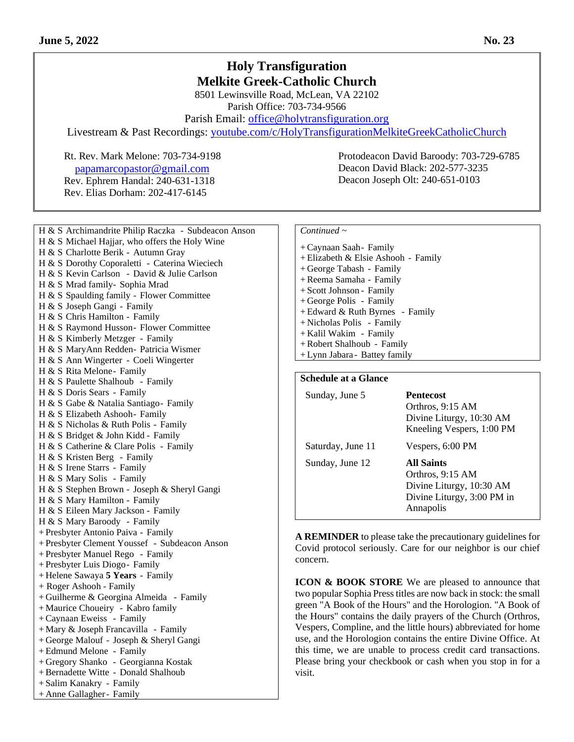June 5, 2022 No. 23

# Holy Transfiguration
# Melkite Greek-Catholic Church

8501 Lewinsville Road, McLean, VA 22102
Parish Office: 703-734-9566
Parish Email: office@holytransfiguration.org
Livestream & Past Recordings: youtube.com/c/HolyTransfigurationMelkiteGreekCatholicChurch

Rt. Rev. Mark Melone: 703-734-9198
papamarcopastor@gmail.com
Rev. Ephrem Handal: 240-631-1318
Rev. Elias Dorham: 202-417-6145

Protodeacon David Baroody: 703-729-6785
Deacon David Black: 202-577-3235
Deacon Joseph Olt: 240-651-0103

H & S Archimandrite Philip Raczka - Subdeacon Anson
H & S Michael Hajjar, who offers the Holy Wine
H & S Charlotte Berik - Autumn Gray
H & S Dorothy Coporaletti - Caterina Wieciech
H & S Kevin Carlson - David & Julie Carlson
H & S Mrad family- Sophia Mrad
H & S Spaulding family - Flower Committee
H & S Joseph Gangi - Family
H & S Chris Hamilton - Family
H & S Raymond Husson- Flower Committee
H & S Kimberly Metzger - Family
H & S MaryAnn Redden- Patricia Wismer
H & S Ann Wingerter - Coeli Wingerter
H & S Rita Melone- Family
H & S Paulette Shalhoub - Family
H & S Doris Sears - Family
H & S Gabe & Natalia Santiago- Family
H & S Elizabeth Ashooh- Family
H & S Nicholas & Ruth Polis - Family
H & S Bridget & John Kidd - Family
H & S Catherine & Clare Polis - Family
H & S Kristen Berg - Family
H & S Irene Starrs - Family
H & S Mary Solis - Family
H & S Stephen Brown - Joseph & Sheryl Gangi
H & S Mary Hamilton - Family
H & S Eileen Mary Jackson - Family
H & S Mary Baroody - Family
+ Presbyter Antonio Paiva - Family
+ Presbyter Clement Youssef - Subdeacon Anson
+ Presbyter Manuel Rego - Family
+ Presbyter Luis Diogo- Family
+ Helene Sawaya **5 Years** - Family
+ Roger Ashooh - Family
+ Guilherme & Georgina Almeida - Family
+ Maurice Choueiry - Kabro family
+ Caynaan Eweiss - Family
+ Mary & Joseph Francavilla - Family
+ George Malouf - Joseph & Sheryl Gangi
+ Edmund Melone - Family
+ Gregory Shanko - Georgianna Kostak
+ Bernadette Witte - Donald Shalhoub
+ Salim Kanakry - Family
+ Anne Gallagher- Family

*Continued ~*

+ Caynaan Saah- Family
+ Elizabeth & Elsie Ashooh - Family
+ George Tabash - Family
+ Reema Samaha - Family
+ Scott Johnson - Family
+ George Polis - Family
+ Edward & Ruth Byrnes - Family
+ Nicholas Polis - Family
+ Kalil Wakim - Family
+ Robert Shalhoub - Family
+ Lynn Jabara - Battey family

## Schedule at a Glance

| | |
|---|---|
| Sunday, June 5 | **Pentecost**<br>Orthros, 9:15 AM<br>Divine Liturgy, 10:30 AM<br>Kneeling Vespers, 1:00 PM |
| Saturday, June 11 | Vespers, 6:00 PM |
| Sunday, June 12 | **All Saints**<br>Orthros, 9:15 AM<br>Divine Liturgy, 10:30 AM<br>Divine Liturgy, 3:00 PM in Annapolis |

**A REMINDER** to please take the precautionary guidelines for Covid protocol seriously. Care for our neighbor is our chief concern.

**ICON & BOOK STORE** We are pleased to announce that two popular Sophia Press titles are now back in stock: the small green "A Book of the Hours" and the Horologion. "A Book of the Hours" contains the daily prayers of the Church (Orthros, Vespers, Compline, and the little hours) abbreviated for home use, and the Horologion contains the entire Divine Office. At this time, we are unable to process credit card transactions. Please bring your checkbook or cash when you stop in for a visit.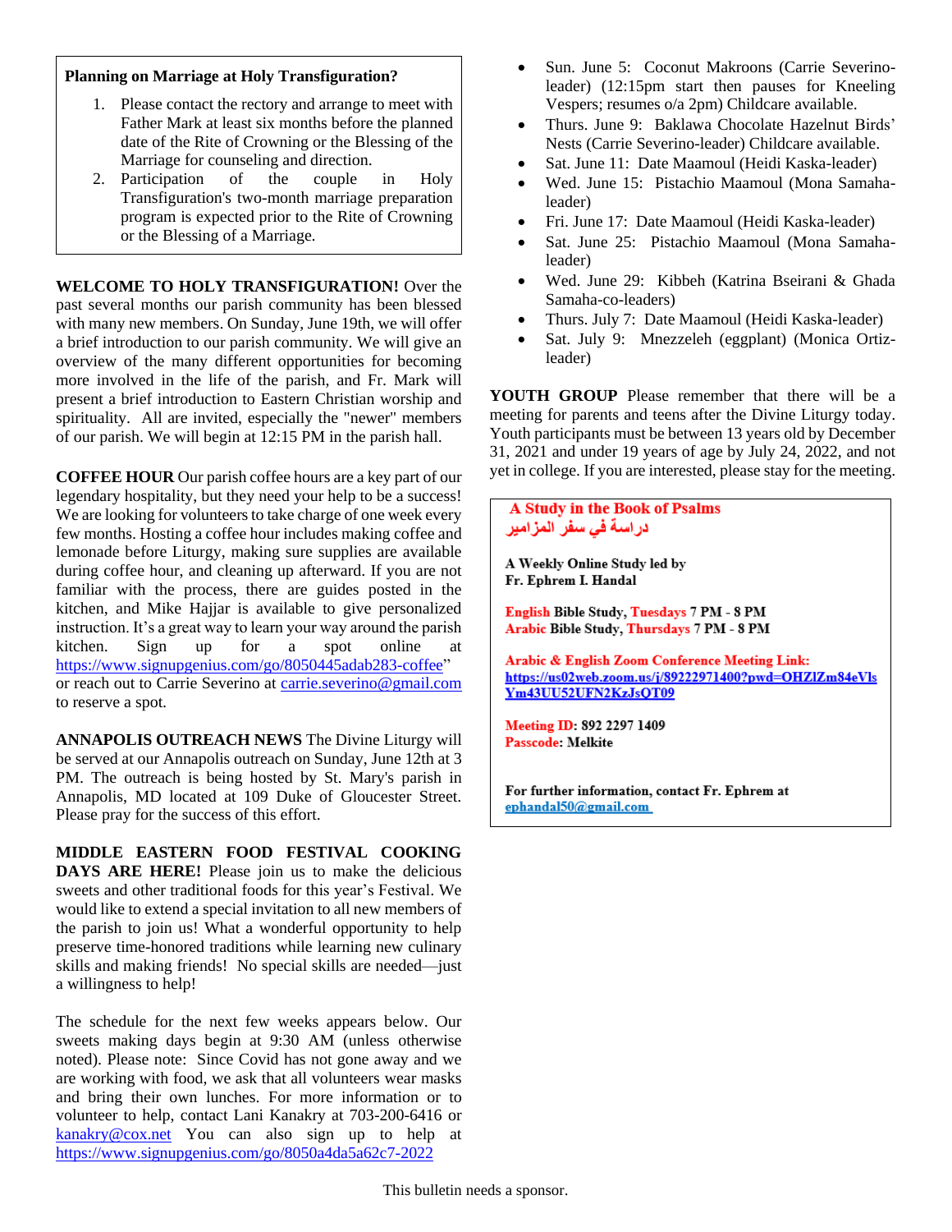**Planning on Marriage at Holy Transfiguration?**

1. Please contact the rectory and arrange to meet with Father Mark at least six months before the planned date of the Rite of Crowning or the Blessing of the Marriage for counseling and direction.
2. Participation of the couple in Holy Transfiguration's two-month marriage preparation program is expected prior to the Rite of Crowning or the Blessing of a Marriage.

**WELCOME TO HOLY TRANSFIGURATION!** Over the past several months our parish community has been blessed with many new members. On Sunday, June 19th, we will offer a brief introduction to our parish community. We will give an overview of the many different opportunities for becoming more involved in the life of the parish, and Fr. Mark will present a brief introduction to Eastern Christian worship and spirituality. All are invited, especially the "newer" members of our parish. We will begin at 12:15 PM in the parish hall.

**COFFEE HOUR** Our parish coffee hours are a key part of our legendary hospitality, but they need your help to be a success! We are looking for volunteers to take charge of one week every few months. Hosting a coffee hour includes making coffee and lemonade before Liturgy, making sure supplies are available during coffee hour, and cleaning up afterward. If you are not familiar with the process, there are guides posted in the kitchen, and Mike Hajjar is available to give personalized instruction. It's a great way to learn your way around the parish kitchen. Sign up for a spot online at https://www.signupgenius.com/go/8050445adab283-coffee" or reach out to Carrie Severino at carrie.severino@gmail.com to reserve a spot.

**ANNAPOLIS OUTREACH NEWS** The Divine Liturgy will be served at our Annapolis outreach on Sunday, June 12th at 3 PM. The outreach is being hosted by St. Mary's parish in Annapolis, MD located at 109 Duke of Gloucester Street. Please pray for the success of this effort.

**MIDDLE EASTERN FOOD FESTIVAL COOKING DAYS ARE HERE!** Please join us to make the delicious sweets and other traditional foods for this year's Festival. We would like to extend a special invitation to all new members of the parish to join us! What a wonderful opportunity to help preserve time-honored traditions while learning new culinary skills and making friends! No special skills are needed—just a willingness to help!

The schedule for the next few weeks appears below. Our sweets making days begin at 9:30 AM (unless otherwise noted). Please note: Since Covid has not gone away and we are working with food, we ask that all volunteers wear masks and bring their own lunches. For more information or to volunteer to help, contact Lani Kanakry at 703-200-6416 or kanakry@cox.net You can also sign up to help at https://www.signupgenius.com/go/8050a4da5a62c7-2022

- Sun. June 5: Coconut Makroons (Carrie Severino-leader) (12:15pm start then pauses for Kneeling Vespers; resumes o/a 2pm) Childcare available.
- Thurs. June 9: Baklawa Chocolate Hazelnut Birds' Nests (Carrie Severino-leader) Childcare available.
- Sat. June 11: Date Maamoul (Heidi Kaska-leader)
- Wed. June 15: Pistachio Maamoul (Mona Samaha-leader)
- Fri. June 17: Date Maamoul (Heidi Kaska-leader)
- Sat. June 25: Pistachio Maamoul (Mona Samaha-leader)
- Wed. June 29: Kibbeh (Katrina Bseirani & Ghada Samaha-co-leaders)
- Thurs. July 7: Date Maamoul (Heidi Kaska-leader)
- Sat. July 9: Mnezzeleh (eggplant) (Monica Ortiz-leader)

**YOUTH GROUP** Please remember that there will be a meeting for parents and teens after the Divine Liturgy today. Youth participants must be between 13 years old by December 31, 2021 and under 19 years of age by July 24, 2022, and not yet in college. If you are interested, please stay for the meeting.

**A Study in the Book of Psalms**
**دراسة في سفر المزامير**

**A Weekly Online Study led by**
**Fr. Ephrem I. Handal**

**English Bible Study, Tuesdays 7 PM - 8 PM**
**Arabic Bible Study, Thursdays 7 PM - 8 PM**

**Arabic & English Zoom Conference Meeting Link:**
https://us02web.zoom.us/j/89222971400?pwd=OHZlZm84eVlsYm43UU52UFN2KzJsQT09

**Meeting ID: 892 2297 1409**
**Passcode: Melkite**

**For further information, contact Fr. Ephrem at**
ephandal50@gmail.com

This bulletin needs a sponsor.